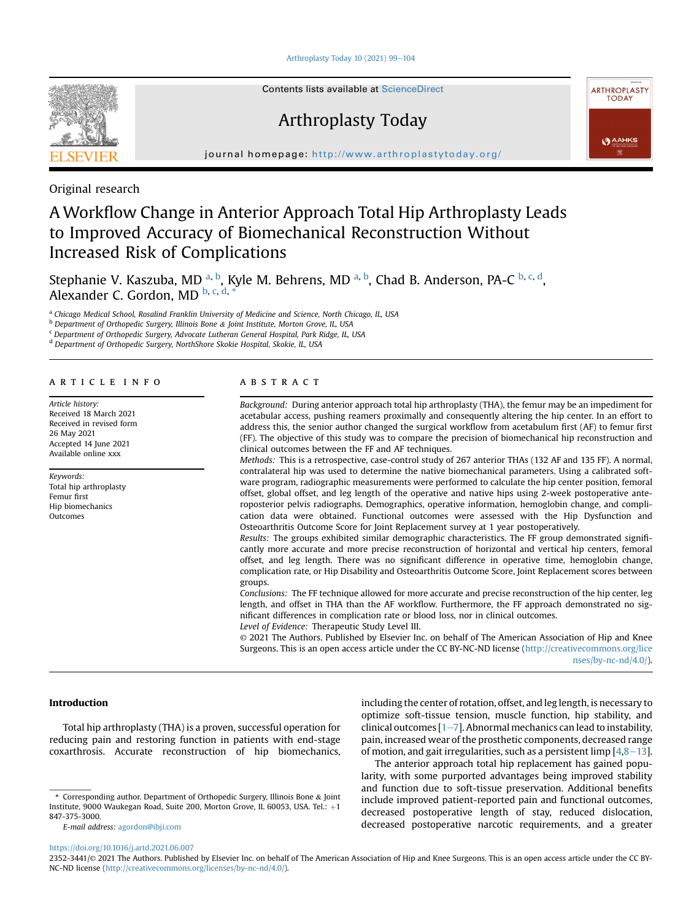Original research

# A Workflow Change in Anterior Approach Total Hip Arthroplasty Leads to Improved Accuracy of Biomechanical Reconstruction Without Increased Risk of Complications

Stephanie V. Kaszuba, MD [a, b], Kyle M. Behrens, MD [a, b], Chad B. Anderson, PA-C [b, c, d], Alexander C. Gordon, MD [b, c, d, *]

[a] Chicago Medical School, Rosalind Franklin University of Medicine and Science, North Chicago, IL, USA
[b] Department of Orthopedic Surgery, Illinois Bone & Joint Institute, Morton Grove, IL, USA
[c] Department of Orthopedic Surgery, Advocate Lutheran General Hospital, Park Ridge, IL, USA
[d] Department of Orthopedic Surgery, NorthShore Skokie Hospital, Skokie, IL, USA

## ARTICLE INFO

*Article history:*
Received 18 March 2021
Received in revised form 26 May 2021
Accepted 14 June 2021
Available online xxx

*Keywords:*
Total hip arthroplasty
Femur first
Hip biomechanics
Outcomes

## ABSTRACT

*Background:* During anterior approach total hip arthroplasty (THA), the femur may be an impediment for acetabular access, pushing reamers proximally and consequently altering the hip center. In an effort to address this, the senior author changed the surgical workflow from acetabulum first (AF) to femur first (FF). The objective of this study was to compare the precision of biomechanical hip reconstruction and clinical outcomes between the FF and AF techniques.

*Methods:* This is a retrospective, case-control study of 267 anterior THAs (132 AF and 135 FF). A normal, contralateral hip was used to determine the native biomechanical parameters. Using a calibrated software program, radiographic measurements were performed to calculate the hip center position, femoral offset, global offset, and leg length of the operative and native hips using 2-week postoperative anteroposterior pelvis radiographs. Demographics, operative information, hemoglobin change, and complication data were obtained. Functional outcomes were assessed with the Hip Dysfunction and Osteoarthritis Outcome Score for Joint Replacement survey at 1 year postoperatively.

*Results:* The groups exhibited similar demographic characteristics. The FF group demonstrated significantly more accurate and more precise reconstruction of horizontal and vertical hip centers, femoral offset, and leg length. There was no significant difference in operative time, hemoglobin change, complication rate, or Hip Disability and Osteoarthritis Outcome Score, Joint Replacement scores between groups.

*Conclusions:* The FF technique allowed for more accurate and precise reconstruction of the hip center, leg length, and offset in THA than the AF workflow. Furthermore, the FF approach demonstrated no significant differences in complication rate or blood loss, nor in clinical outcomes.

*Level of Evidence:* Therapeutic Study Level III.

© 2021 The Authors. Published by Elsevier Inc. on behalf of The American Association of Hip and Knee Surgeons. This is an open access article under the CC BY-NC-ND license (http://creativecommons.org/licenses/by-nc-nd/4.0/).

## Introduction

Total hip arthroplasty (THA) is a proven, successful operation for reducing pain and restoring function in patients with end-stage coxarthrosis. Accurate reconstruction of hip biomechanics, including the center of rotation, offset, and leg length, is necessary to optimize soft-tissue tension, muscle function, hip stability, and clinical outcomes [1–7]. Abnormal mechanics can lead to instability, pain, increased wear of the prosthetic components, decreased range of motion, and gait irregularities, such as a persistent limp [4,8–13].

The anterior approach total hip replacement has gained popularity, with some purported advantages being improved stability and function due to soft-tissue preservation. Additional benefits include improved patient-reported pain and functional outcomes, decreased postoperative length of stay, reduced dislocation, decreased postoperative narcotic requirements, and a greater

\* Corresponding author. Department of Orthopedic Surgery, Illinois Bone & Joint Institute, 9000 Waukegan Road, Suite 200, Morton Grove, IL 60053, USA. Tel.: +1 847-375-3000.

*E-mail address:* agordon@ibji.com

https://doi.org/10.1016/j.artd.2021.06.007

2352-3441/© 2021 The Authors. Published by Elsevier Inc. on behalf of The American Association of Hip and Knee Surgeons. This is an open access article under the CC BY-NC-ND license (http://creativecommons.org/licenses/by-nc-nd/4.0/).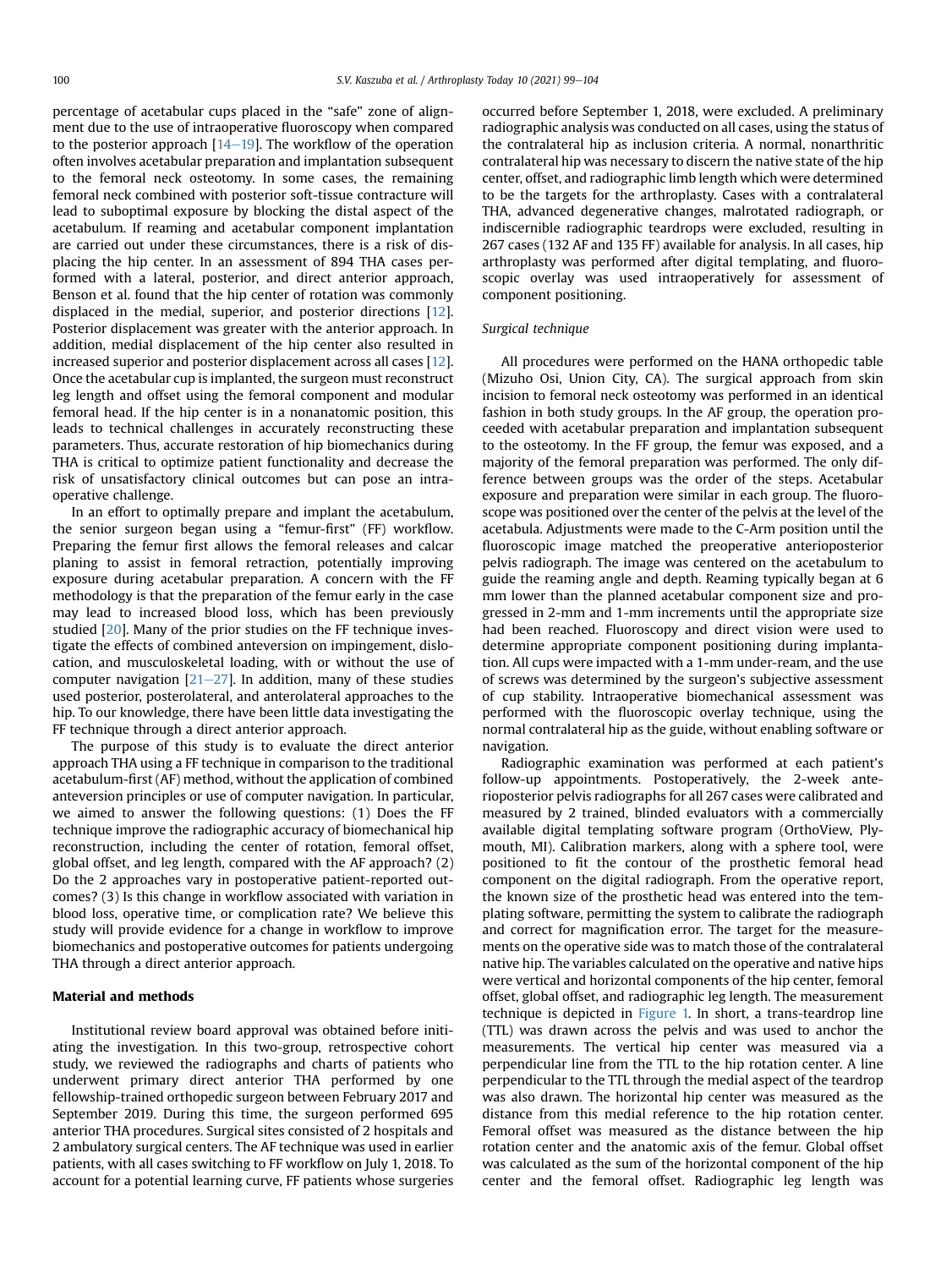percentage of acetabular cups placed in the "safe" zone of alignment due to the use of intraoperative fluoroscopy when compared to the posterior approach [14–19]. The workflow of the operation often involves acetabular preparation and implantation subsequent to the femoral neck osteotomy. In some cases, the remaining femoral neck combined with posterior soft-tissue contracture will lead to suboptimal exposure by blocking the distal aspect of the acetabulum. If reaming and acetabular component implantation are carried out under these circumstances, there is a risk of displacing the hip center. In an assessment of 894 THA cases performed with a lateral, posterior, and direct anterior approach, Benson et al. found that the hip center of rotation was commonly displaced in the medial, superior, and posterior directions [12]. Posterior displacement was greater with the anterior approach. In addition, medial displacement of the hip center also resulted in increased superior and posterior displacement across all cases [12]. Once the acetabular cup is implanted, the surgeon must reconstruct leg length and offset using the femoral component and modular femoral head. If the hip center is in a nonanatomic position, this leads to technical challenges in accurately reconstructing these parameters. Thus, accurate restoration of hip biomechanics during THA is critical to optimize patient functionality and decrease the risk of unsatisfactory clinical outcomes but can pose an intraoperative challenge.

In an effort to optimally prepare and implant the acetabulum, the senior surgeon began using a "femur-first" (FF) workflow. Preparing the femur first allows the femoral releases and calcar planing to assist in femoral retraction, potentially improving exposure during acetabular preparation. A concern with the FF methodology is that the preparation of the femur early in the case may lead to increased blood loss, which has been previously studied [20]. Many of the prior studies on the FF technique investigate the effects of combined anteversion on impingement, dislocation, and musculoskeletal loading, with or without the use of computer navigation [21–27]. In addition, many of these studies used posterior, posterolateral, and anterolateral approaches to the hip. To our knowledge, there have been little data investigating the FF technique through a direct anterior approach.

The purpose of this study is to evaluate the direct anterior approach THA using a FF technique in comparison to the traditional acetabulum-first (AF) method, without the application of combined anteversion principles or use of computer navigation. In particular, we aimed to answer the following questions: (1) Does the FF technique improve the radiographic accuracy of biomechanical hip reconstruction, including the center of rotation, femoral offset, global offset, and leg length, compared with the AF approach? (2) Do the 2 approaches vary in postoperative patient-reported outcomes? (3) Is this change in workflow associated with variation in blood loss, operative time, or complication rate? We believe this study will provide evidence for a change in workflow to improve biomechanics and postoperative outcomes for patients undergoing THA through a direct anterior approach.

## Material and methods

Institutional review board approval was obtained before initiating the investigation. In this two-group, retrospective cohort study, we reviewed the radiographs and charts of patients who underwent primary direct anterior THA performed by one fellowship-trained orthopedic surgeon between February 2017 and September 2019. During this time, the surgeon performed 695 anterior THA procedures. Surgical sites consisted of 2 hospitals and 2 ambulatory surgical centers. The AF technique was used in earlier patients, with all cases switching to FF workflow on July 1, 2018. To account for a potential learning curve, FF patients whose surgeries occurred before September 1, 2018, were excluded. A preliminary radiographic analysis was conducted on all cases, using the status of the contralateral hip as inclusion criteria. A normal, nonarthritic contralateral hip was necessary to discern the native state of the hip center, offset, and radiographic limb length which were determined to be the targets for the arthroplasty. Cases with a contralateral THA, advanced degenerative changes, malrotated radiograph, or indiscernible radiographic teardrops were excluded, resulting in 267 cases (132 AF and 135 FF) available for analysis. In all cases, hip arthroplasty was performed after digital templating, and fluoroscopic overlay was used intraoperatively for assessment of component positioning.

### *Surgical technique*

All procedures were performed on the HANA orthopedic table (Mizuho Osi, Union City, CA). The surgical approach from skin incision to femoral neck osteotomy was performed in an identical fashion in both study groups. In the AF group, the operation proceeded with acetabular preparation and implantation subsequent to the osteotomy. In the FF group, the femur was exposed, and a majority of the femoral preparation was performed. The only difference between groups was the order of the steps. Acetabular exposure and preparation were similar in each group. The fluoroscope was positioned over the center of the pelvis at the level of the acetabula. Adjustments were made to the C-Arm position until the fluoroscopic image matched the preoperative anterioposterior pelvis radiograph. The image was centered on the acetabulum to guide the reaming angle and depth. Reaming typically began at 6 mm lower than the planned acetabular component size and progressed in 2-mm and 1-mm increments until the appropriate size had been reached. Fluoroscopy and direct vision were used to determine appropriate component positioning during implantation. All cups were impacted with a 1-mm under-ream, and the use of screws was determined by the surgeon's subjective assessment of cup stability. Intraoperative biomechanical assessment was performed with the fluoroscopic overlay technique, using the normal contralateral hip as the guide, without enabling software or navigation.

Radiographic examination was performed at each patient's follow-up appointments. Postoperatively, the 2-week anterioposterior pelvis radiographs for all 267 cases were calibrated and measured by 2 trained, blinded evaluators with a commercially available digital templating software program (OrthoView, Plymouth, MI). Calibration markers, along with a sphere tool, were positioned to fit the contour of the prosthetic femoral head component on the digital radiograph. From the operative report, the known size of the prosthetic head was entered into the templating software, permitting the system to calibrate the radiograph and correct for magnification error. The target for the measurements on the operative side was to match those of the contralateral native hip. The variables calculated on the operative and native hips were vertical and horizontal components of the hip center, femoral offset, global offset, and radiographic leg length. The measurement technique is depicted in Figure 1. In short, a trans-teardrop line (TTL) was drawn across the pelvis and was used to anchor the measurements. The vertical hip center was measured via a perpendicular line from the TTL to the hip rotation center. A line perpendicular to the TTL through the medial aspect of the teardrop was also drawn. The horizontal hip center was measured as the distance from this medial reference to the hip rotation center. Femoral offset was measured as the distance between the hip rotation center and the anatomic axis of the femur. Global offset was calculated as the sum of the horizontal component of the hip center and the femoral offset. Radiographic leg length was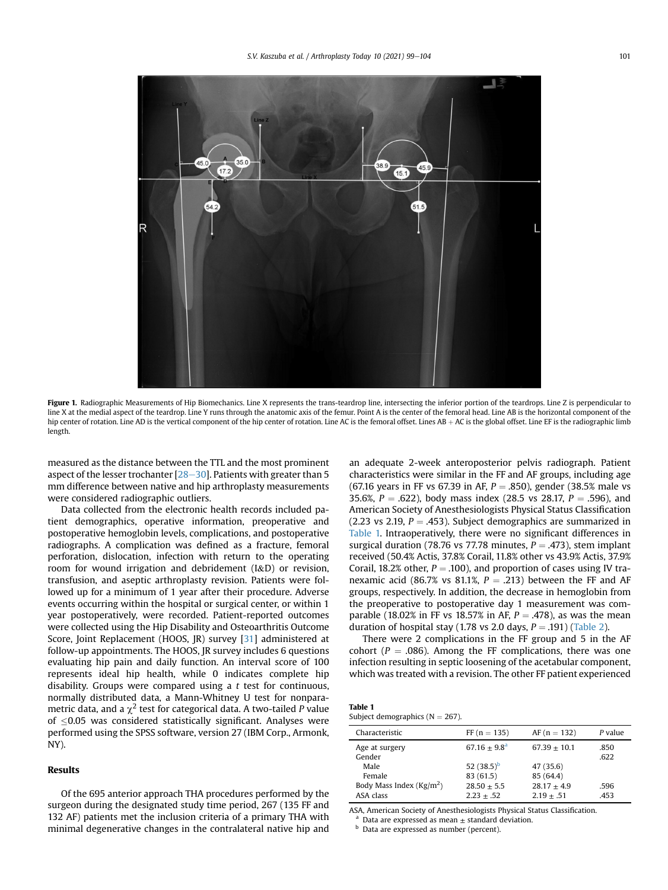Figure 1. Radiographic Measurements of Hip Biomechanics. Line X represents the trans-teardrop line, intersecting the inferior portion of the teardrops. Line Z is perpendicular to line X at the medial aspect of the teardrop. Line Y runs through the anatomic axis of the femur. Point A is the center of the femoral head. Line AB is the horizontal component of the hip center of rotation. Line AD is the vertical component of the hip center of rotation. Line AC is the femoral offset. Lines AB + AC is the global offset. Line EF is the radiographic limb length.

measured as the distance between the TTL and the most prominent aspect of the lesser trochanter [28–30]. Patients with greater than 5 mm difference between native and hip arthroplasty measurements were considered radiographic outliers.

Data collected from the electronic health records included patient demographics, operative information, preoperative and postoperative hemoglobin levels, complications, and postoperative radiographs. A complication was defined as a fracture, femoral perforation, dislocation, infection with return to the operating room for wound irrigation and debridement (I&D) or revision, transfusion, and aseptic arthroplasty revision. Patients were followed up for a minimum of 1 year after their procedure. Adverse events occurring within the hospital or surgical center, or within 1 year postoperatively, were recorded. Patient-reported outcomes were collected using the Hip Disability and Osteoarthritis Outcome Score, Joint Replacement (HOOS, JR) survey [31] administered at follow-up appointments. The HOOS, JR survey includes 6 questions evaluating hip pain and daily function. An interval score of 100 represents ideal hip health, while 0 indicates complete hip disability. Groups were compared using a *t* test for continuous, normally distributed data, a Mann-Whitney U test for nonparametric data, and a $\chi^2$ test for categorical data. A two-tailed *P* value of $\leq$0.05 was considered statistically significant. Analyses were performed using the SPSS software, version 27 (IBM Corp., Armonk, NY).

## Results

Of the 695 anterior approach THA procedures performed by the surgeon during the designated study time period, 267 (135 FF and 132 AF) patients met the inclusion criteria of a primary THA with minimal degenerative changes in the contralateral native hip and an adequate 2-week anteroposterior pelvis radiograph. Patient characteristics were similar in the FF and AF groups, including age (67.16 years in FF vs 67.39 in AF, $P = .850$), gender (38.5% male vs 35.6%, $P = .622$), body mass index (28.5 vs 28.17, $P = .596$), and American Society of Anesthesiologists Physical Status Classification (2.23 vs 2.19, $P = .453$). Subject demographics are summarized in Table 1. Intraoperatively, there were no significant differences in surgical duration (78.76 vs 77.78 minutes, $P = .473$), stem implant received (50.4% Actis, 37.8% Corail, 11.8% other vs 43.9% Actis, 37.9% Corail, 18.2% other, $P = .100$), and proportion of cases using IV tranexamic acid (86.7% vs 81.1%, $P = .213$) between the FF and AF groups, respectively. In addition, the decrease in hemoglobin from the preoperative to postoperative day 1 measurement was comparable (18.02% in FF vs 18.57% in AF, $P = .478$), as was the mean duration of hospital stay (1.78 vs 2.0 days, $P = .191$) (Table 2).

There were 2 complications in the FF group and 5 in the AF cohort ($P = .086$). Among the FF complications, there was one infection resulting in septic loosening of the acetabular component, which was treated with a revision. The other FF patient experienced

**Table 1**
Subject demographics (N = 267).

| Characteristic | FF (n = 135) | AF (n = 132) | *P* value |
|---|---|---|---|
| Age at surgery | 67.16 ± 9.8[a] | 67.39 ± 10.1 | .850 |
| Gender | | | .622 |
| Male | 52 (38.5)[b] | 47 (35.6) | |
| Female | 83 (61.5) | 85 (64.4) | |
| Body Mass Index (Kg/m$^2$) | 28.50 ± 5.5 | 28.17 ± 4.9 | .596 |
| ASA class | 2.23 ± .52 | 2.19 ± .51 | .453 |

ASA, American Society of Anesthesiologists Physical Status Classification.
[a] Data are expressed as mean ± standard deviation.
[b] Data are expressed as number (percent).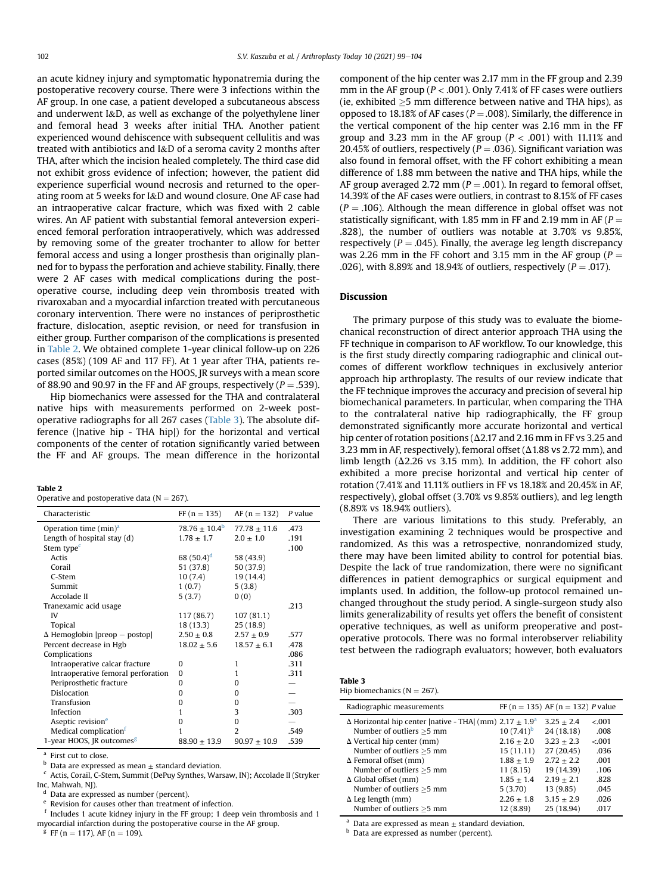an acute kidney injury and symptomatic hyponatremia during the postoperative recovery course. There were 3 infections within the AF group. In one case, a patient developed a subcutaneous abscess and underwent I&D, as well as exchange of the polyethylene liner and femoral head 3 weeks after initial THA. Another patient experienced wound dehiscence with subsequent cellulitis and was treated with antibiotics and I&D of a seroma cavity 2 months after THA, after which the incision healed completely. The third case did not exhibit gross evidence of infection; however, the patient did experience superficial wound necrosis and returned to the operating room at 5 weeks for I&D and wound closure. One AF case had an intraoperative calcar fracture, which was fixed with 2 cable wires. An AF patient with substantial femoral anteversion experienced femoral perforation intraoperatively, which was addressed by removing some of the greater trochanter to allow for better femoral access and using a longer prosthesis than originally planned for to bypass the perforation and achieve stability. Finally, there were 2 AF cases with medical complications during the postoperative course, including deep vein thrombosis treated with rivaroxaban and a myocardial infarction treated with percutaneous coronary intervention. There were no instances of periprosthetic fracture, dislocation, aseptic revision, or need for transfusion in either group. Further comparison of the complications is presented in Table 2. We obtained complete 1-year clinical follow-up on 226 cases (85%) (109 AF and 117 FF). At 1 year after THA, patients reported similar outcomes on the HOOS, JR surveys with a mean score of 88.90 and 90.97 in the FF and AF groups, respectively ($P = .539$).

Hip biomechanics were assessed for the THA and contralateral native hips with measurements performed on 2-week postoperative radiographs for all 267 cases (Table 3). The absolute difference (|native hip - THA hip|) for the horizontal and vertical components of the center of rotation significantly varied between the FF and AF groups. The mean difference in the horizontal component of the hip center was 2.17 mm in the FF group and 2.39 mm in the AF group ($P < .001$). Only 7.41% of FF cases were outliers (ie, exhibited ≥5 mm difference between native and THA hips), as opposed to 18.18% of AF cases ($P = .008$). Similarly, the difference in the vertical component of the hip center was 2.16 mm in the FF group and 3.23 mm in the AF group ($P < .001$) with 11.11% and 20.45% of outliers, respectively ($P = .036$). Significant variation was also found in femoral offset, with the FF cohort exhibiting a mean difference of 1.88 mm between the native and THA hips, while the AF group averaged 2.72 mm ($P = .001$). In regard to femoral offset, 14.39% of the AF cases were outliers, in contrast to 8.15% of FF cases ($P = .106$). Although the mean difference in global offset was not statistically significant, with 1.85 mm in FF and 2.19 mm in AF ($P = .828$), the number of outliers was notable at 3.70% vs 9.85%, respectively ($P = .045$). Finally, the average leg length discrepancy was 2.26 mm in the FF cohort and 3.15 mm in the AF group ($P = .026$), with 8.89% and 18.94% of outliers, respectively ($P = .017$).

**Table 2**
Operative and postoperative data (N = 267).

| Characteristic | FF (n = 135) | AF (n = 132) | P value |
|---|---|---|---|
| Operation time (min)[a] | 78.76 ± 10.4[b] | 77.78 ± 11.6 | .473 |
| Length of hospital stay (d) | 1.78 ± 1.7 | 2.0 ± 1.0 | .191 |
| Stem type[c] | | | .100 |
| Actis | 68 (50.4)[d] | 58 (43.9) | |
| Corail | 51 (37.8) | 50 (37.9) | |
| C-Stem | 10 (7.4) | 19 (14.4) | |
| Summit | 1 (0.7) | 5 (3.8) | |
| Accolade II | 5 (3.7) | 0 (0) | |
| Tranexamic acid usage | | | .213 |
| IV | 117 (86.7) | 107 (81.1) | |
| Topical | 18 (13.3) | 25 (18.9) | |
| Δ Hemoglobin \|preop − postop\| | 2.50 ± 0.8 | 2.57 ± 0.9 | .577 |
| Percent decrease in Hgb | 18.02 ± 5.6 | 18.57 ± 6.1 | .478 |
| Complications | | | .086 |
| Intraoperative calcar fracture | 0 | 1 | .311 |
| Intraoperative femoral perforation | 0 | 1 | .311 |
| Periprosthetic fracture | 0 | 0 | — |
| Dislocation | 0 | 0 | — |
| Transfusion | 0 | 0 | — |
| Infection | 1 | 3 | .303 |
| Aseptic revision[e] | 0 | 0 | — |
| Medical complication[f] | 1 | 2 | .549 |
| 1-year HOOS, JR outcomes[g] | 88.90 ± 13.9 | 90.97 ± 10.9 | .539 |

[a] First cut to close.
[b] Data are expressed as mean ± standard deviation.
[c] Actis, Corail, C-Stem, Summit (DePuy Synthes, Warsaw, IN); Accolade II (Stryker Inc, Mahwah, NJ).
[d] Data are expressed as number (percent).
[e] Revision for causes other than treatment of infection.
[f] Includes 1 acute kidney injury in the FF group; 1 deep vein thrombosis and 1 myocardial infarction during the postoperative course in the AF group.
[g] FF (n = 117), AF (n = 109).

## Discussion

The primary purpose of this study was to evaluate the biomechanical reconstruction of direct anterior approach THA using the FF technique in comparison to AF workflow. To our knowledge, this is the first study directly comparing radiographic and clinical outcomes of different workflow techniques in exclusively anterior approach hip arthroplasty. The results of our review indicate that the FF technique improves the accuracy and precision of several hip biomechanical parameters. In particular, when comparing the THA to the contralateral native hip radiographically, the FF group demonstrated significantly more accurate horizontal and vertical hip center of rotation positions (Δ2.17 and 2.16 mm in FF vs 3.25 and 3.23 mm in AF, respectively), femoral offset (Δ1.88 vs 2.72 mm), and limb length (Δ2.26 vs 3.15 mm). In addition, the FF cohort also exhibited a more precise horizontal and vertical hip center of rotation (7.41% and 11.11% outliers in FF vs 18.18% and 20.45% in AF, respectively), global offset (3.70% vs 9.85% outliers), and leg length (8.89% vs 18.94% outliers).

There are various limitations to this study. Preferably, an investigation examining 2 techniques would be prospective and randomized. As this was a retrospective, nonrandomized study, there may have been limited ability to control for potential bias. Despite the lack of true randomization, there were no significant differences in patient demographics or surgical equipment and implants used. In addition, the follow-up protocol remained unchanged throughout the study period. A single-surgeon study also limits generalizability of results yet offers the benefit of consistent operative techniques, as well as uniform preoperative and postoperative protocols. There was no formal interobserver reliability test between the radiograph evaluators; however, both evaluators

**Table 3**
Hip biomechanics (N = 267).

| Radiographic measurements | FF (n = 135) | AF (n = 132) | P value |
|---|---|---|---|
| Δ Horizontal hip center \|native - THA\| (mm) | 2.17 ± 1.9[a] | 3.25 ± 2.4 | <.001 |
| Number of outliers ≥5 mm | 10 (7.41)[b] | 24 (18.18) | .008 |
| Δ Vertical hip center (mm) | 2.16 ± 2.0 | 3.23 ± 2.3 | <.001 |
| Number of outliers ≥5 mm | 15 (11.11) | 27 (20.45) | .036 |
| Δ Femoral offset (mm) | 1.88 ± 1.9 | 2.72 ± 2.2 | .001 |
| Number of outliers ≥5 mm | 11 (8.15) | 19 (14.39) | .106 |
| Δ Global offset (mm) | 1.85 ± 1.4 | 2.19 ± 2.1 | .828 |
| Number of outliers ≥5 mm | 5 (3.70) | 13 (9.85) | .045 |
| Δ Leg length (mm) | 2.26 ± 1.8 | 3.15 ± 2.9 | .026 |
| Number of outliers ≥5 mm | 12 (8.89) | 25 (18.94) | .017 |

[a] Data are expressed as mean ± standard deviation.
[b] Data are expressed as number (percent).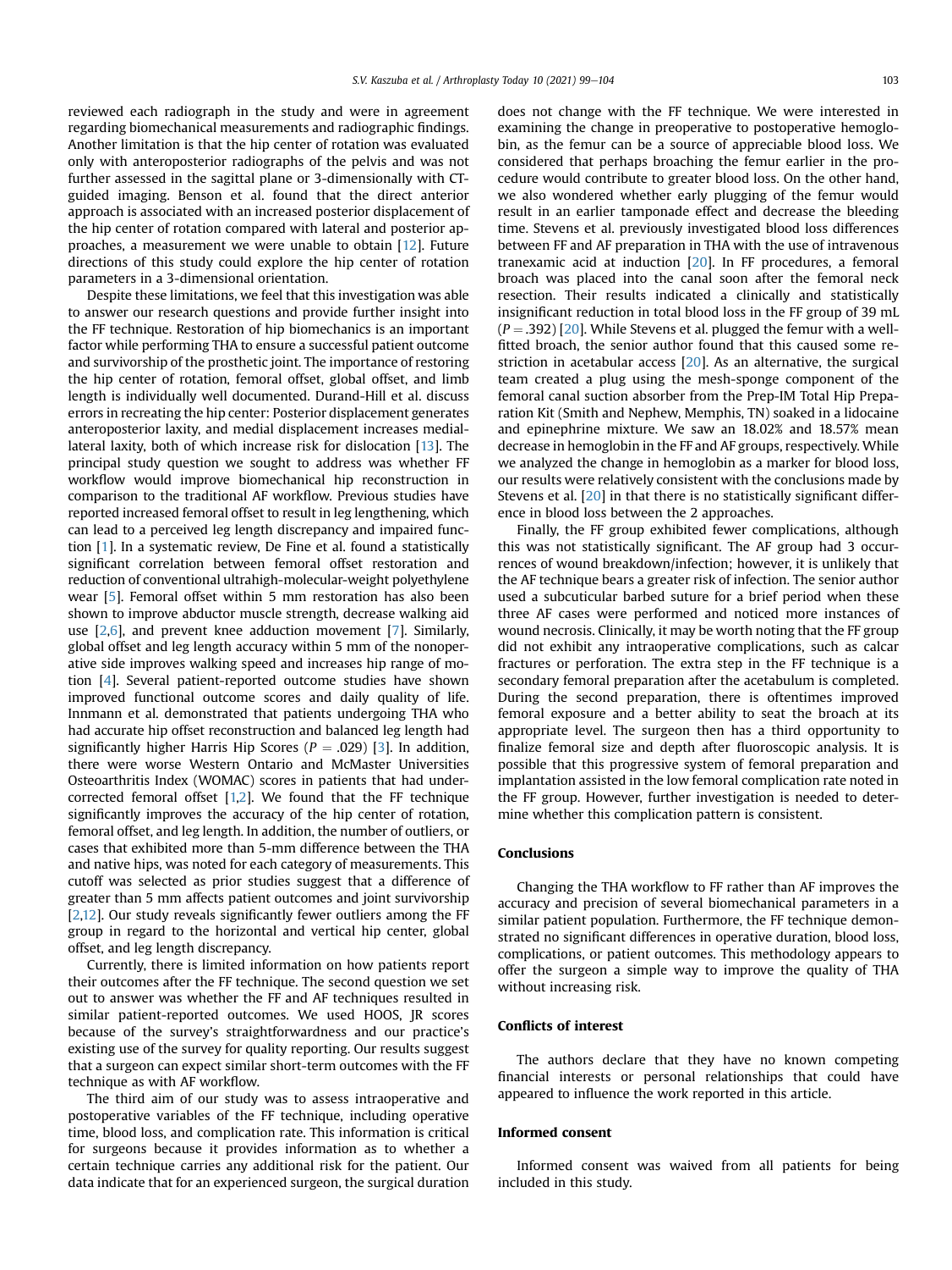reviewed each radiograph in the study and were in agreement regarding biomechanical measurements and radiographic findings. Another limitation is that the hip center of rotation was evaluated only with anteroposterior radiographs of the pelvis and was not further assessed in the sagittal plane or 3-dimensionally with CT-guided imaging. Benson et al. found that the direct anterior approach is associated with an increased posterior displacement of the hip center of rotation compared with lateral and posterior approaches, a measurement we were unable to obtain [12]. Future directions of this study could explore the hip center of rotation parameters in a 3-dimensional orientation.

Despite these limitations, we feel that this investigation was able to answer our research questions and provide further insight into the FF technique. Restoration of hip biomechanics is an important factor while performing THA to ensure a successful patient outcome and survivorship of the prosthetic joint. The importance of restoring the hip center of rotation, femoral offset, global offset, and limb length is individually well documented. Durand-Hill et al. discuss errors in recreating the hip center: Posterior displacement generates anteroposterior laxity, and medial displacement increases medial-lateral laxity, both of which increase risk for dislocation [13]. The principal study question we sought to address was whether FF workflow would improve biomechanical hip reconstruction in comparison to the traditional AF workflow. Previous studies have reported increased femoral offset to result in leg lengthening, which can lead to a perceived leg length discrepancy and impaired function [1]. In a systematic review, De Fine et al. found a statistically significant correlation between femoral offset restoration and reduction of conventional ultrahigh-molecular-weight polyethylene wear [5]. Femoral offset within 5 mm restoration has also been shown to improve abductor muscle strength, decrease walking aid use [2,6], and prevent knee adduction movement [7]. Similarly, global offset and leg length accuracy within 5 mm of the nonoperative side improves walking speed and increases hip range of motion [4]. Several patient-reported outcome studies have shown improved functional outcome scores and daily quality of life. Innmann et al. demonstrated that patients undergoing THA who had accurate hip offset reconstruction and balanced leg length had significantly higher Harris Hip Scores ($P = .029$) [3]. In addition, there were worse Western Ontario and McMaster Universities Osteoarthritis Index (WOMAC) scores in patients that had under-corrected femoral offset [1,2]. We found that the FF technique significantly improves the accuracy of the hip center of rotation, femoral offset, and leg length. In addition, the number of outliers, or cases that exhibited more than 5-mm difference between the THA and native hips, was noted for each category of measurements. This cutoff was selected as prior studies suggest that a difference of greater than 5 mm affects patient outcomes and joint survivorship [2,12]. Our study reveals significantly fewer outliers among the FF group in regard to the horizontal and vertical hip center, global offset, and leg length discrepancy.

Currently, there is limited information on how patients report their outcomes after the FF technique. The second question we set out to answer was whether the FF and AF techniques resulted in similar patient-reported outcomes. We used HOOS, JR scores because of the survey's straightforwardness and our practice's existing use of the survey for quality reporting. Our results suggest that a surgeon can expect similar short-term outcomes with the FF technique as with AF workflow.

The third aim of our study was to assess intraoperative and postoperative variables of the FF technique, including operative time, blood loss, and complication rate. This information is critical for surgeons because it provides information as to whether a certain technique carries any additional risk for the patient. Our data indicate that for an experienced surgeon, the surgical duration does not change with the FF technique. We were interested in examining the change in preoperative to postoperative hemoglobin, as the femur can be a source of appreciable blood loss. We considered that perhaps broaching the femur earlier in the procedure would contribute to greater blood loss. On the other hand, we also wondered whether early plugging of the femur would result in an earlier tamponade effect and decrease the bleeding time. Stevens et al. previously investigated blood loss differences between FF and AF preparation in THA with the use of intravenous tranexamic acid at induction [20]. In FF procedures, a femoral broach was placed into the canal soon after the femoral neck resection. Their results indicated a clinically and statistically insignificant reduction in total blood loss in the FF group of 39 mL ($P = .392$) [20]. While Stevens et al. plugged the femur with a well-fitted broach, the senior author found that this caused some restriction in acetabular access [20]. As an alternative, the surgical team created a plug using the mesh-sponge component of the femoral canal suction absorber from the Prep-IM Total Hip Preparation Kit (Smith and Nephew, Memphis, TN) soaked in a lidocaine and epinephrine mixture. We saw an 18.02% and 18.57% mean decrease in hemoglobin in the FF and AF groups, respectively. While we analyzed the change in hemoglobin as a marker for blood loss, our results were relatively consistent with the conclusions made by Stevens et al. [20] in that there is no statistically significant difference in blood loss between the 2 approaches.

Finally, the FF group exhibited fewer complications, although this was not statistically significant. The AF group had 3 occurrences of wound breakdown/infection; however, it is unlikely that the AF technique bears a greater risk of infection. The senior author used a subcuticular barbed suture for a brief period when these three AF cases were performed and noticed more instances of wound necrosis. Clinically, it may be worth noting that the FF group did not exhibit any intraoperative complications, such as calcar fractures or perforation. The extra step in the FF technique is a secondary femoral preparation after the acetabulum is completed. During the second preparation, there is oftentimes improved femoral exposure and a better ability to seat the broach at its appropriate level. The surgeon then has a third opportunity to finalize femoral size and depth after fluoroscopic analysis. It is possible that this progressive system of femoral preparation and implantation assisted in the low femoral complication rate noted in the FF group. However, further investigation is needed to determine whether this complication pattern is consistent.

## Conclusions

Changing the THA workflow to FF rather than AF improves the accuracy and precision of several biomechanical parameters in a similar patient population. Furthermore, the FF technique demonstrated no significant differences in operative duration, blood loss, complications, or patient outcomes. This methodology appears to offer the surgeon a simple way to improve the quality of THA without increasing risk.

## Conflicts of interest

The authors declare that they have no known competing financial interests or personal relationships that could have appeared to influence the work reported in this article.

## Informed consent

Informed consent was waived from all patients for being included in this study.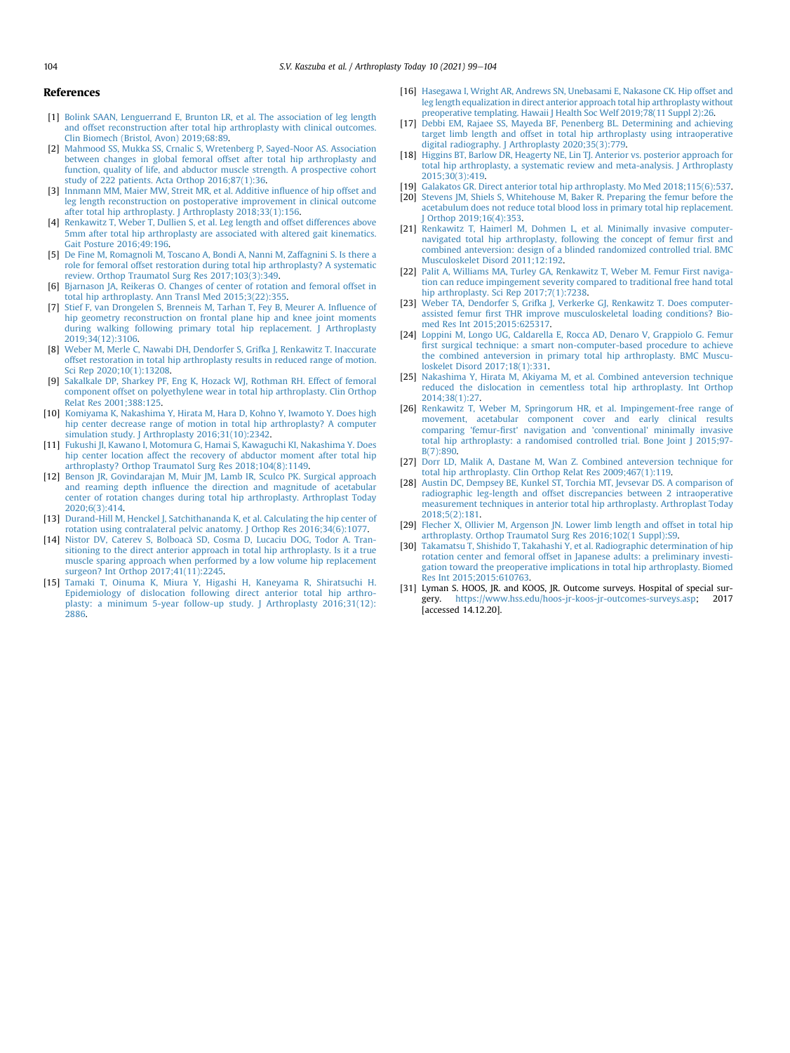## References

[1] Bolink SAAN, Lenguerrand E, Brunton LR, et al. The association of leg length and offset reconstruction after total hip arthroplasty with clinical outcomes. Clin Biomech (Bristol, Avon) 2019;68:89.

[2] Mahmood SS, Mukka SS, Crnalic S, Wretenberg P, Sayed-Noor AS. Association between changes in global femoral offset after total hip arthroplasty and function, quality of life, and abductor muscle strength. A prospective cohort study of 222 patients. Acta Orthop 2016;87(1):36.

[3] Innmann MM, Maier MW, Streit MR, et al. Additive influence of hip offset and leg length reconstruction on postoperative improvement in clinical outcome after total hip arthroplasty. J Arthroplasty 2018;33(1):156.

[4] Renkawitz T, Weber T, Dullien S, et al. Leg length and offset differences above 5mm after total hip arthroplasty are associated with altered gait kinematics. Gait Posture 2016;49:196.

[5] De Fine M, Romagnoli M, Toscano A, Bondi A, Nanni M, Zaffagnini S. Is there a role for femoral offset restoration during total hip arthroplasty? A systematic review. Orthop Traumatol Surg Res 2017;103(3):349.

[6] Bjarnason JA, Reikeras O. Changes of center of rotation and femoral offset in total hip arthroplasty. Ann Transl Med 2015;3(22):355.

[7] Stief F, van Drongelen S, Brenneis M, Tarhan T, Fey B, Meurer A. Influence of hip geometry reconstruction on frontal plane hip and knee joint moments during walking following primary total hip replacement. J Arthroplasty 2019;34(12):3106.

[8] Weber M, Merle C, Nawabi DH, Dendorfer S, Grifka J, Renkawitz T. Inaccurate offset restoration in total hip arthroplasty results in reduced range of motion. Sci Rep 2020;10(1):13208.

[9] Sakalkale DP, Sharkey PF, Eng K, Hozack WJ, Rothman RH. Effect of femoral component offset on polyethylene wear in total hip arthroplasty. Clin Orthop Relat Res 2001;388:125.

[10] Komiyama K, Nakashima Y, Hirata M, Hara D, Kohno Y, Iwamoto Y. Does high hip center decrease range of motion in total hip arthroplasty? A computer simulation study. J Arthroplasty 2016;31(10):2342.

[11] Fukushi JI, Kawano I, Motomura G, Hamai S, Kawaguchi KI, Nakashima Y. Does hip center location affect the recovery of abductor moment after total hip arthroplasty? Orthop Traumatol Surg Res 2018;104(8):1149.

[12] Benson JR, Govindarajan M, Muir JM, Lamb IR, Sculco PK. Surgical approach and reaming depth influence the direction and magnitude of acetabular center of rotation changes during total hip arthroplasty. Arthroplast Today 2020;6(3):414.

[13] Durand-Hill M, Henckel J, Satchithananda K, et al. Calculating the hip center of rotation using contralateral pelvic anatomy. J Orthop Res 2016;34(6):1077.

[14] Nistor DV, Caterev S, Bolboacă SD, Cosma D, Lucaciu DOG, Todor A. Transitioning to the direct anterior approach in total hip arthroplasty. Is it a true muscle sparing approach when performed by a low volume hip replacement surgeon? Int Orthop 2017;41(11):2245.

[15] Tamaki T, Oinuma K, Miura Y, Higashi H, Kaneyama R, Shiratsuchi H. Epidemiology of dislocation following direct anterior total hip arthroplasty: a minimum 5-year follow-up study. J Arthroplasty 2016;31(12):2886.

[16] Hasegawa I, Wright AR, Andrews SN, Unebasami E, Nakasone CK. Hip offset and leg length equalization in direct anterior approach total hip arthroplasty without preoperative templating. Hawaii J Health Soc Welf 2019;78(11 Suppl 2):26.

[17] Debbi EM, Rajaee SS, Mayeda BF, Penenberg BL. Determining and achieving target limb length and offset in total hip arthroplasty using intraoperative digital radiography. J Arthroplasty 2020;35(3):779.

[18] Higgins BT, Barlow DR, Heagerty NE, Lin TJ. Anterior vs. posterior approach for total hip arthroplasty, a systematic review and meta-analysis. J Arthroplasty 2015;30(3):419.

[19] Galakatos GR. Direct anterior total hip arthroplasty. Mo Med 2018;115(6):537.

[20] Stevens JM, Shiels S, Whitehouse M, Baker R. Preparing the femur before the acetabulum does not reduce total blood loss in primary total hip replacement. J Orthop 2019;16(4):353.

[21] Renkawitz T, Haimerl M, Dohmen L, et al. Minimally invasive computer-navigated total hip arthroplasty, following the concept of femur first and combined anteversion: design of a blinded randomized controlled trial. BMC Musculoskelet Disord 2011;12:192.

[22] Palit A, Williams MA, Turley GA, Renkawitz T, Weber M. Femur First navigation can reduce impingement severity compared to traditional free hand total hip arthroplasty. Sci Rep 2017;7(1):7238.

[23] Weber TA, Dendorfer S, Grifka J, Verkerke GJ, Renkawitz T. Does computer-assisted femur first THR improve musculoskeletal loading conditions? Biomed Res Int 2015;2015:625317.

[24] Loppini M, Longo UG, Caldarella E, Rocca AD, Denaro V, Grappiolo G. Femur first surgical technique: a smart non-computer-based procedure to achieve the combined anteversion in primary total hip arthroplasty. BMC Musculoskelet Disord 2017;18(1):331.

[25] Nakashima Y, Hirata M, Akiyama M, et al. Combined anteversion technique reduced the dislocation in cementless total hip arthroplasty. Int Orthop 2014;38(1):27.

[26] Renkawitz T, Weber M, Springorum HR, et al. Impingement-free range of movement, acetabular component cover and early clinical results comparing 'femur-first' navigation and 'conventional' minimally invasive total hip arthroplasty: a randomised controlled trial. Bone Joint J 2015;97-B(7):890.

[27] Dorr LD, Malik A, Dastane M, Wan Z. Combined anteversion technique for total hip arthroplasty. Clin Orthop Relat Res 2009;467(1):119.

[28] Austin DC, Dempsey BE, Kunkel ST, Torchia MT, Jevsevar DS. A comparison of radiographic leg-length and offset discrepancies between 2 intraoperative measurement techniques in anterior total hip arthroplasty. Arthroplast Today 2018;5(2):181.

[29] Flecher X, Ollivier M, Argenson JN. Lower limb length and offset in total hip arthroplasty. Orthop Traumatol Surg Res 2016;102(1 Suppl):S9.

[30] Takamatsu T, Shishido T, Takahashi Y, et al. Radiographic determination of hip rotation center and femoral offset in Japanese adults: a preliminary investigation toward the preoperative implications in total hip arthroplasty. Biomed Res Int 2015;2015:610763.

[31] Lyman S. HOOS, JR. and KOOS, JR. Outcome surveys. Hospital of special surgery. https://www.hss.edu/hoos-jr-koos-jr-outcomes-surveys.asp; 2017 [accessed 14.12.20].